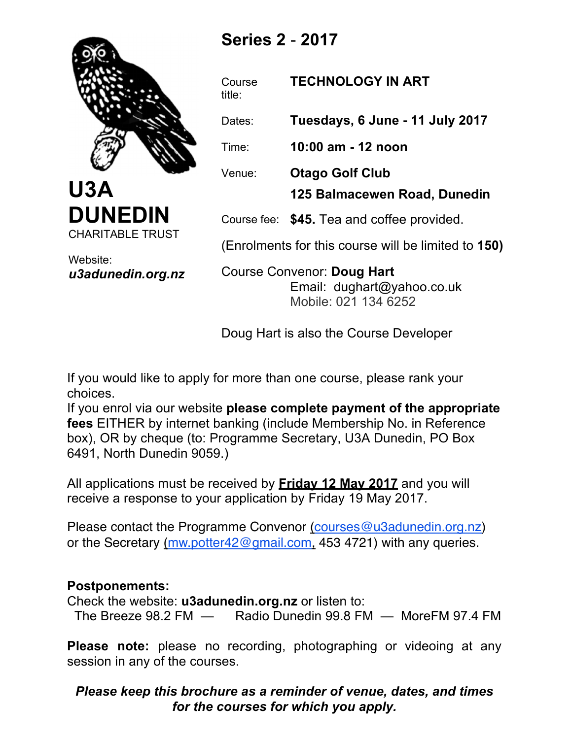**U3A DUNEDIN**
CHARITABLE TRUST

Website:
***u3adunedin.org.nz***

## Series 2 - 2017

| | |
|---|---|
| Course title: | **TECHNOLOGY IN ART** |
| Dates: | **Tuesdays, 6 June - 11 July 2017** |
| Time: | **10:00 am - 12 noon** |
| Venue: | **Otago Golf Club** **125 Balmacewen Road, Dunedin** |
| Course fee: | **$45.** Tea and coffee provided. |

(Enrolments for this course will be limited to **150)**

Course Convenor: **Doug Hart**
Email: dughart@yahoo.co.uk
Mobile: 021 134 6252

Doug Hart is also the Course Developer

If you would like to apply for more than one course, please rank your choices.
If you enrol via our website **please complete payment of the appropriate fees** EITHER by internet banking (include Membership No. in Reference box), OR by cheque (to: Programme Secretary, U3A Dunedin, PO Box 6491, North Dunedin 9059.)

All applications must be received by **Friday 12 May 2017** and you will receive a response to your application by Friday 19 May 2017.

Please contact the Programme Convenor (courses@u3adunedin.org.nz) or the Secretary (mw.potter42@gmail.com, 453 4721) with any queries.

**Postponements:**
Check the website: **u3adunedin.org.nz** or listen to:
The Breeze 98.2 FM — Radio Dunedin 99.8 FM — MoreFM 97.4 FM

**Please note:** please no recording, photographing or videoing at any session in any of the courses.

***Please keep this brochure as a reminder of venue, dates, and times for the courses for which you apply.***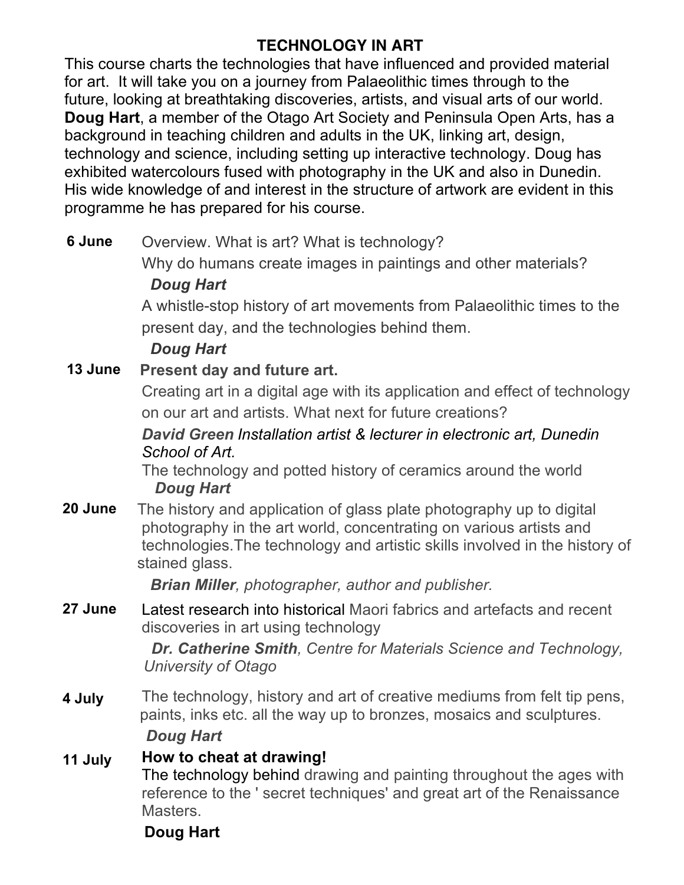## TECHNOLOGY IN ART

This course charts the technologies that have influenced and provided material for art. It will take you on a journey from Palaeolithic times through to the future, looking at breathtaking discoveries, artists, and visual arts of our world. **Doug Hart**, a member of the Otago Art Society and Peninsula Open Arts, has a background in teaching children and adults in the UK, linking art, design, technology and science, including setting up interactive technology. Doug has exhibited watercolours fused with photography in the UK and also in Dunedin. His wide knowledge of and interest in the structure of artwork are evident in this programme he has prepared for his course.

**6 June**

Overview. What is art? What is technology?

Why do humans create images in paintings and other materials?

***Doug Hart***

A whistle-stop history of art movements from Palaeolithic times to the present day, and the technologies behind them.

***Doug Hart***

**13 June**

**Present day and future art.**

Creating art in a digital age with its application and effect of technology on our art and artists. What next for future creations?

***David Green*** *Installation artist & lecturer in electronic art, Dunedin School of Art.*

The technology and potted history of ceramics around the world

***Doug Hart***

**20 June**

The history and application of glass plate photography up to digital photography in the art world, concentrating on various artists and technologies.The technology and artistic skills involved in the history of stained glass.

***Brian Miller****, photographer, author and publisher.*

**27 June**

Latest research into historical Maori fabrics and artefacts and recent discoveries in art using technology

***Dr. Catherine Smith****, Centre for Materials Science and Technology, University of Otago*

**4 July**

The technology, history and art of creative mediums from felt tip pens, paints, inks etc. all the way up to bronzes, mosaics and sculptures.

***Doug Hart***

**11 July**

**How to cheat at drawing!**

The technology behind drawing and painting throughout the ages with reference to the ' secret techniques' and great art of the Renaissance Masters.

**Doug Hart**